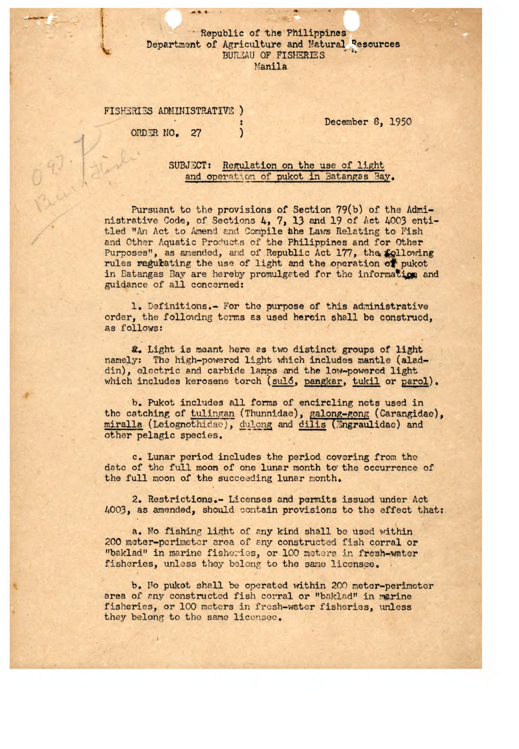Republic of the Philippines
Department of Agriculture and Natural Resources
BUREAU OF FISHERIES
Manila

FISHERIES ADMINISTRATIVE ORDER NO. 27

December 8, 1950

SUBJECT: Regulation on the use of light and operation of pukot in Batangas Bay.

Pursuant to the provisions of Section 79(b) of the Administrative Code, of Sections 4, 7, 13 and 19 of Act 4003 entitled "An Act to Amend and Compile the Laws Relating to Fish and Other Aquatic Products of the Philippines and for Other Purposes", as amended, and of Republic Act 177, the following rules regulating the use of light and the operation of pukot in Batangas Bay are hereby promulgated for the information and guidance of all concerned:

1. Definitions.- For the purpose of this administrative order, the following terms as used herein shall be construed, as follows:

a. Light is meant here as two distinct groups of light namely: The high-powered light which includes mantle (aladdin), electric and carbide lamps and the low-powered light which includes kerosene torch (suló, pangkar, tukil or parol).

b. Pukot includes all forms of encircling nets used in the catching of tulingan (Thunnidae), galong-gong (Carangidae), miralla (Leiognothidae), dulong and dilis (Engraulidae) and other pelagic species.

c. Lunar period includes the period covering from the date of the full moon of one lunar month to the occurrence of the full moon of the succeeding lunar month.

2. Restrictions.- Licenses and permits issued under Act 4003, as amended, should contain provisions to the effect that:

a. No fishing light of any kind shall be used within 200 meter-perimeter area of any constructed fish corral or "baklad" in marine fisheries, or 100 meters in fresh-water fisheries, unless they belong to the same licensee.

b. No pukot shall be operated within 200 meter-perimeter area of any constructed fish corral or "baklad" in marine fisheries, or 100 meters in fresh-water fisheries, unless they belong to the same licensee.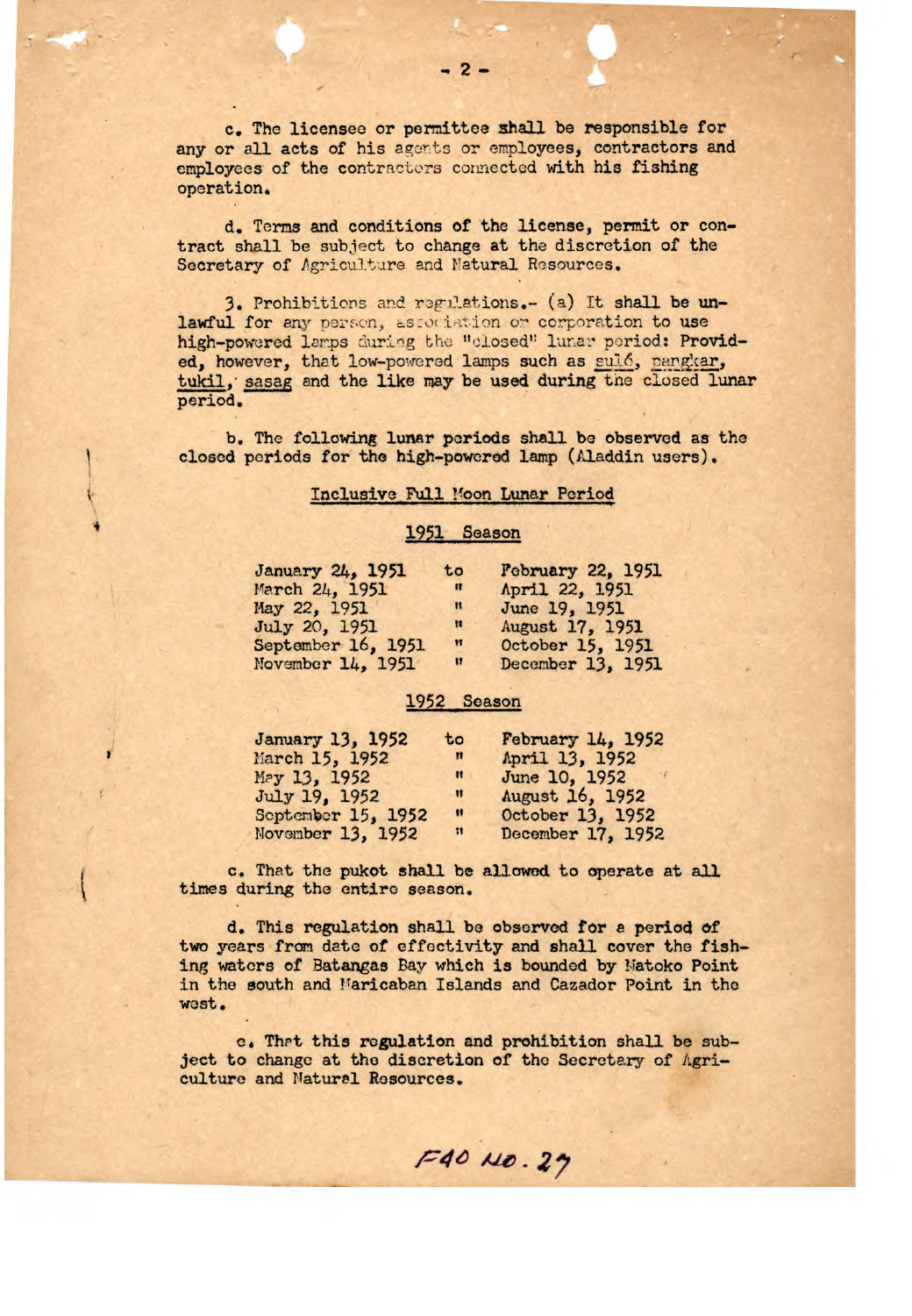c. The licensee or permittee shall be responsible for any or all acts of his agents or employees, contractors and employees of the contractors connected with his fishing operation.

d. Terms and conditions of the license, permit or contract shall be subject to change at the discretion of the Secretary of Agriculture and Natural Resources.

3. Prohibitions and regulations.- (a) It shall be unlawful for any person, association or corporation to use high-powered lamps during the "closed" lunar period: Provided, however, that low-powered lamps such as <u>suló</u>, <u>pangkar</u>, <u>tukil</u>, <u>sasag</u> and the like may be used during the closed lunar period.

b. The following lunar periods shall be observed as the closed periods for the high-powered lamp (Aladdin users).

<u>Inclusive Full Moon Lunar Period</u>

<u>1951 Season</u>

| | | |
|---|---|---|
| January 24, 1951 | to | February 22, 1951 |
| March 24, 1951 | " | April 22, 1951 |
| May 22, 1951 | " | June 19, 1951 |
| July 20, 1951 | " | August 17, 1951 |
| September 16, 1951 | " | October 15, 1951 |
| November 14, 1951 | " | December 13, 1951 |

<u>1952 Season</u>

| | | |
|---|---|---|
| January 13, 1952 | to | February 14, 1952 |
| March 15, 1952 | " | April 13, 1952 |
| May 13, 1952 | " | June 10, 1952 |
| July 19, 1952 | " | August 16, 1952 |
| September 15, 1952 | " | October 13, 1952 |
| November 13, 1952 | " | December 17, 1952 |

c. That the pukot shall be allowed to operate at all times during the entire season.

d. This regulation shall be observed for a period of two years from date of effectivity and shall cover the fishing waters of Batangas Bay which is bounded by Matoko Point in the south and Maricaban Islands and Cazador Point in the west.

e. That this regulation and prohibition shall be subject to change at the discretion of the Secretary of Agriculture and Natural Resources.

FAO NO. 27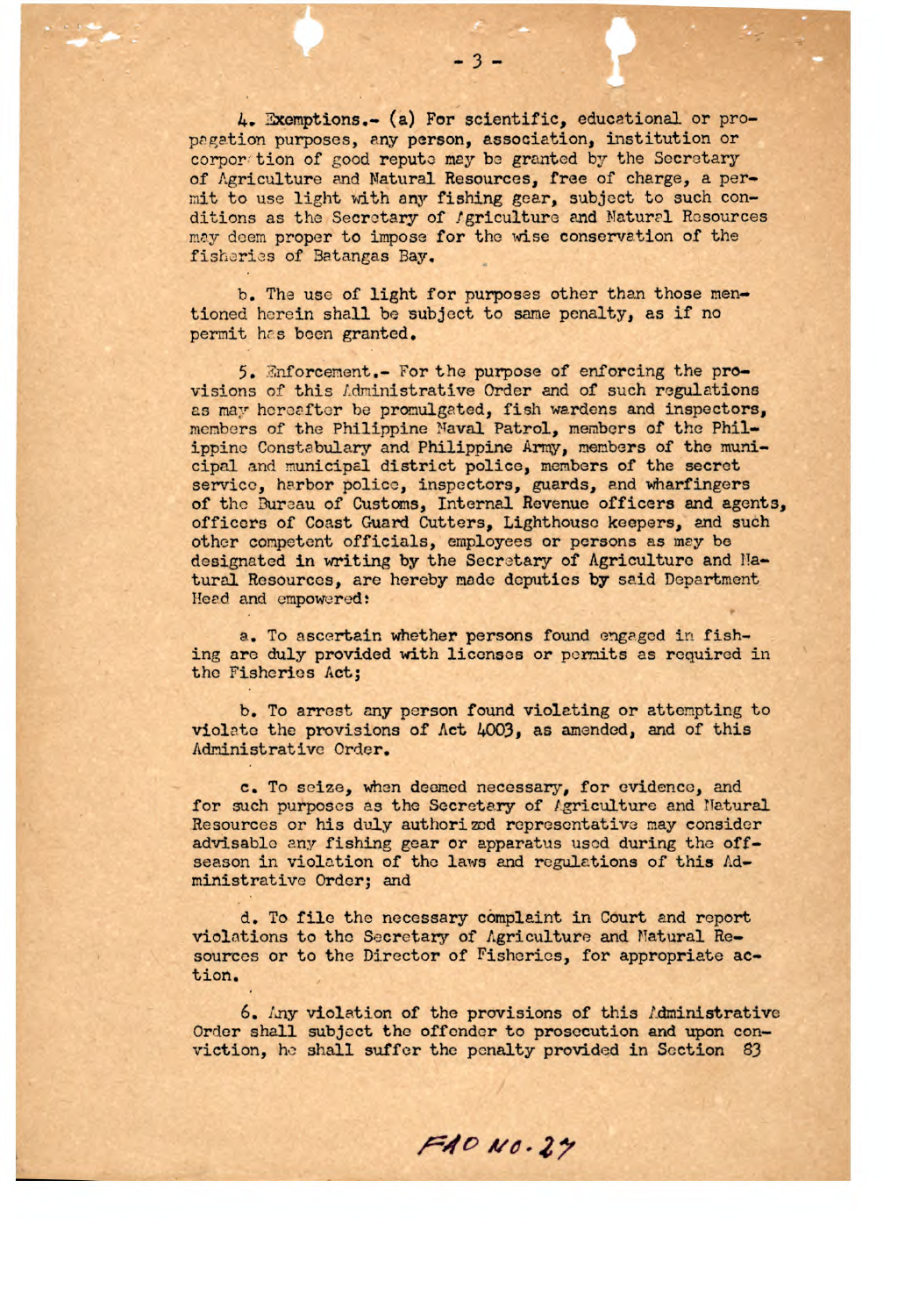4. Exemptions.- (a) For scientific, educational or propagation purposes, any person, association, institution or corporation of good repute may be granted by the Secretary of Agriculture and Natural Resources, free of charge, a permit to use light with any fishing gear, subject to such conditions as the Secretary of Agriculture and Natural Resources may deem proper to impose for the wise conservation of the fisheries of Batangas Bay.

b. The use of light for purposes other than those mentioned herein shall be subject to same penalty, as if no permit has been granted.

5. Enforcement.- For the purpose of enforcing the provisions of this Administrative Order and of such regulations as may hereafter be promulgated, fish wardens and inspectors, members of the Philippine Naval Patrol, members of the Philippine Constabulary and Philippine Army, members of the municipal and municipal district police, members of the secret service, harbor police, inspectors, guards, and wharfingers of the Bureau of Customs, Internal Revenue officers and agents, officers of Coast Guard Cutters, Lighthouse keepers, and such other competent officials, employees or persons as may be designated in writing by the Secretary of Agriculture and Natural Resources, are hereby made deputies by said Department Head and empowered:

a. To ascertain whether persons found engaged in fishing are duly provided with licenses or permits as required in the Fisheries Act;

b. To arrest any person found violating or attempting to violate the provisions of Act 4003, as amended, and of this Administrative Order.

c. To seize, when deemed necessary, for evidence, and for such purposes as the Secretary of Agriculture and Natural Resources or his duly authorized representative may consider advisable any fishing gear or apparatus used during the off-season in violation of the laws and regulations of this Administrative Order; and

d. To file the necessary complaint in Court and report violations to the Secretary of Agriculture and Natural Resources or to the Director of Fisheries, for appropriate action.

6. Any violation of the provisions of this Administrative Order shall subject the offender to prosecution and upon conviction, he shall suffer the penalty provided in Section 83

FAO NO. 27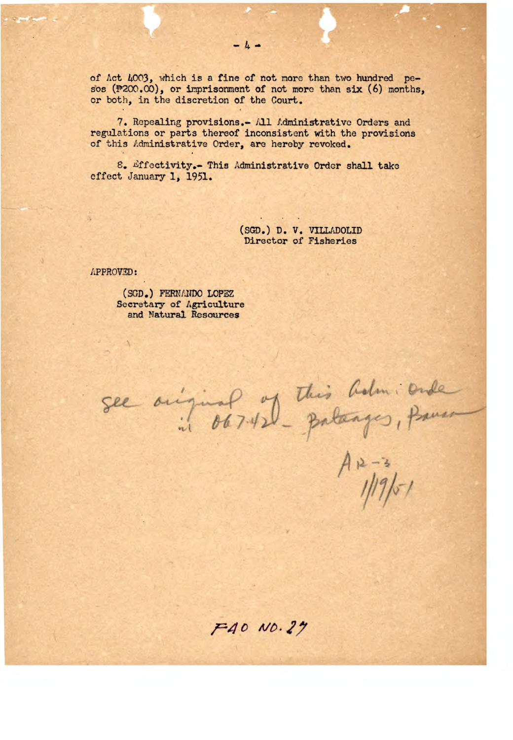of Act 4003, which is a fine of not more than two hundred pesos (₱200.00), or imprisonment of not more than six (6) months, or both, in the discretion of the Court.

7. Repealing provisions.- All Administrative Orders and regulations or parts thereof inconsistent with the provisions of this Administrative Order, are hereby revoked.

8. Effectivity.- This Administrative Order shall take effect January 1, 1951.

(SGD.) D. V. VILLADOLID
Director of Fisheries

APPROVED:

(SGD.) FERNANDO LOPEZ
Secretary of Agriculture
and Natural Resources

See original of this Admin. Order in 067.42 - Batangas, Bauan

AR-3
1/19/51

FAO NO. 27